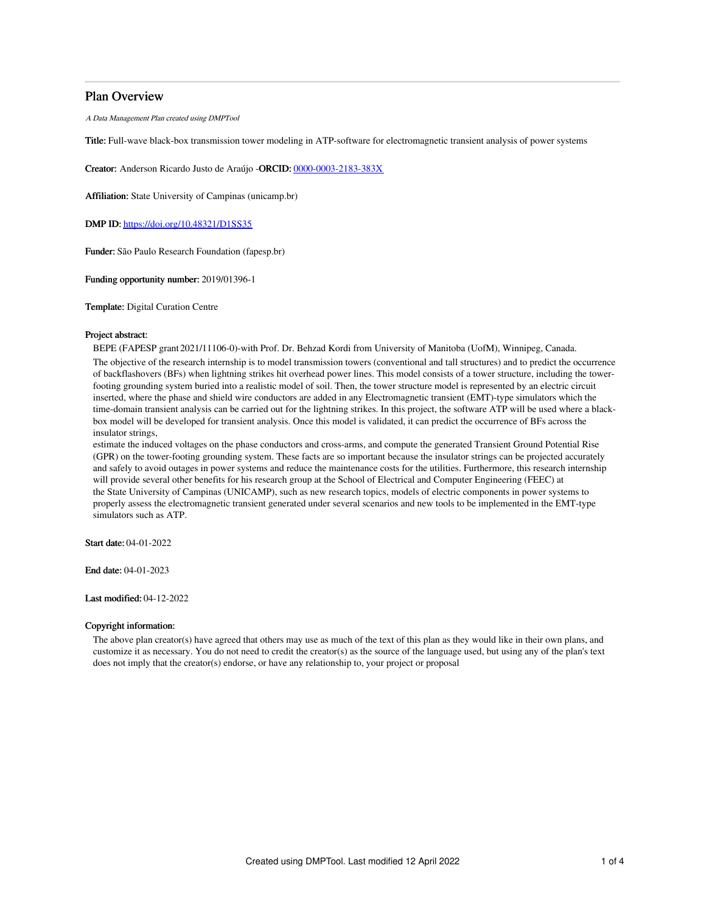# Plan Overview

*A Data Management Plan created using DMPTool*

**Title:** Full-wave black-box transmission tower modeling in ATP-software for electromagnetic transient analysis of power systems

**Creator:** Anderson Ricardo Justo de Araújo -**ORCID:** 0000-0003-2183-383X

**Affiliation:** State University of Campinas (unicamp.br)

**DMP ID:** https://doi.org/10.48321/D1SS35

**Funder:** São Paulo Research Foundation (fapesp.br)

**Funding opportunity number:** 2019/01396-1

**Template:** Digital Curation Centre

**Project abstract:**

BEPE (FAPESP grant 2021/11106-0)-with Prof. Dr. Behzad Kordi from University of Manitoba (UofM), Winnipeg, Canada.

The objective of the research internship is to model transmission towers (conventional and tall structures) and to predict the occurrence of backflashovers (BFs) when lightning strikes hit overhead power lines. This model consists of a tower structure, including the tower-footing grounding system buried into a realistic model of soil. Then, the tower structure model is represented by an electric circuit inserted, where the phase and shield wire conductors are added in any Electromagnetic transient (EMT)-type simulators which the time-domain transient analysis can be carried out for the lightning strikes. In this project, the software ATP will be used where a black-box model will be developed for transient analysis. Once this model is validated, it can predict the occurrence of BFs across the insulator strings,

estimate the induced voltages on the phase conductors and cross-arms, and compute the generated Transient Ground Potential Rise (GPR) on the tower-footing grounding system. These facts are so important because the insulator strings can be projected accurately and safely to avoid outages in power systems and reduce the maintenance costs for the utilities. Furthermore, this research internship will provide several other benefits for his research group at the School of Electrical and Computer Engineering (FEEC) at the State University of Campinas (UNICAMP), such as new research topics, models of electric components in power systems to properly assess the electromagnetic transient generated under several scenarios and new tools to be implemented in the EMT-type simulators such as ATP.

**Start date:** 04-01-2022

**End date:** 04-01-2023

**Last modified:** 04-12-2022

**Copyright information:**

The above plan creator(s) have agreed that others may use as much of the text of this plan as they would like in their own plans, and customize it as necessary. You do not need to credit the creator(s) as the source of the language used, but using any of the plan's text does not imply that the creator(s) endorse, or have any relationship to, your project or proposal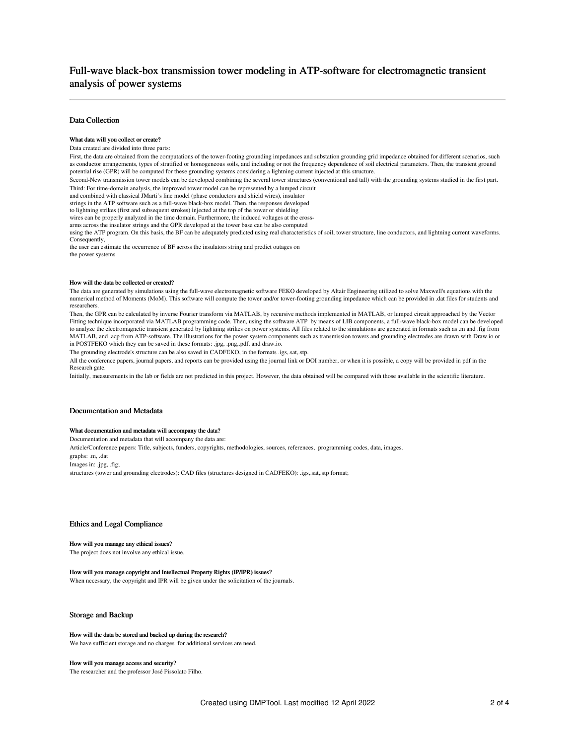# Full-wave black-box transmission tower modeling in ATP-software for electromagnetic transient analysis of power systems

## Data Collection

### What data will you collect or create?

Data created are divided into three parts:

First, the data are obtained from the computations of the tower-footing grounding impedances and substation grounding grid impedance obtained for different scenarios, such as conductor arrangements, types of stratified or homogeneous soils, and including or not the frequency dependence of soil electrical parameters. Then, the transient ground potential rise (GPR) will be computed for these grounding systems considering a lightning current injected at this structure.

Second-New transmission tower models can be developed combining the several tower structures (conventional and tall) with the grounding systems studied in the first part.

Third: For time-domain analysis, the improved tower model can be represented by a lumped circuit and combined with classical JMarti's line model (phase conductors and shield wires), insulator strings in the ATP software such as a full-wave black-box model. Then, the responses developed to lightning strikes (first and subsequent strokes) injected at the top of the tower or shielding wires can be properly analyzed in the time domain. Furthermore, the induced voltages at the cross-arms across the insulator strings and the GPR developed at the tower base can be also computed using the ATP program. On this basis, the BF can be adequately predicted using real characteristics of soil, tower structure, line conductors, and lightning current waveforms. Consequently, the user can estimate the occurrence of BF across the insulators string and predict outages on the power systems

### How will the data be collected or created?

The data are generated by simulations using the full-wave electromagnetic software FEKO developed by Altair Engineering utilized to solve Maxwell's equations with the numerical method of Moments (MoM). This software will compute the tower and/or tower-footing grounding impedance which can be provided in .dat files for students and researchers.

Then, the GPR can be calculated by inverse Fourier transform via MATLAB, by recursive methods implemented in MATLAB, or lumped circuit approached by the Vector Fitting technique incorporated via MATLAB programming code. Then, using the software ATP by means of LIB components, a full-wave black-box model can be developed to analyze the electromagnetic transient generated by lightning strikes on power systems. All files related to the simulations are generated in formats such as .m and .fig from MATLAB, and .acp from ATP-software. The illustrations for the power system components such as transmission towers and grounding electrodes are drawn with Draw.io or in POSTFEKO which they can be saved in these formats: .jpg, .png,.pdf, and draw.io.

The grounding electrode's structure can be also saved in CADFEKO, in the formats .igs,.sat,.stp.

All the conference papers, journal papers, and reports can be provided using the journal link or DOI number, or when it is possible, a copy will be provided in pdf in the Research gate.

Initially, measurements in the lab or fields are not predicted in this project. However, the data obtained will be compared with those available in the scientific literature.

## Documentation and Metadata

### What documentation and metadata will accompany the data?

Documentation and metadata that will accompany the data are:

Article/Conference papers: Title, subjects, funders, copyrights, methodologies, sources, references, programming codes, data, images.

graphs: .m, .dat

Images in: .jpg, .fig;

structures (tower and grounding electrodes): CAD files (structures designed in CADFEKO): .igs,.sat,.stp format;

## Ethics and Legal Compliance

### How will you manage any ethical issues?

The project does not involve any ethical issue.

### How will you manage copyright and Intellectual Property Rights (IP/IPR) issues?

When necessary, the copyright and IPR will be given under the solicitation of the journals.

## Storage and Backup

### How will the data be stored and backed up during the research?

We have sufficient storage and no charges for additional services are need.

### How will you manage access and security?

The researcher and the professor José Pissolato Filho.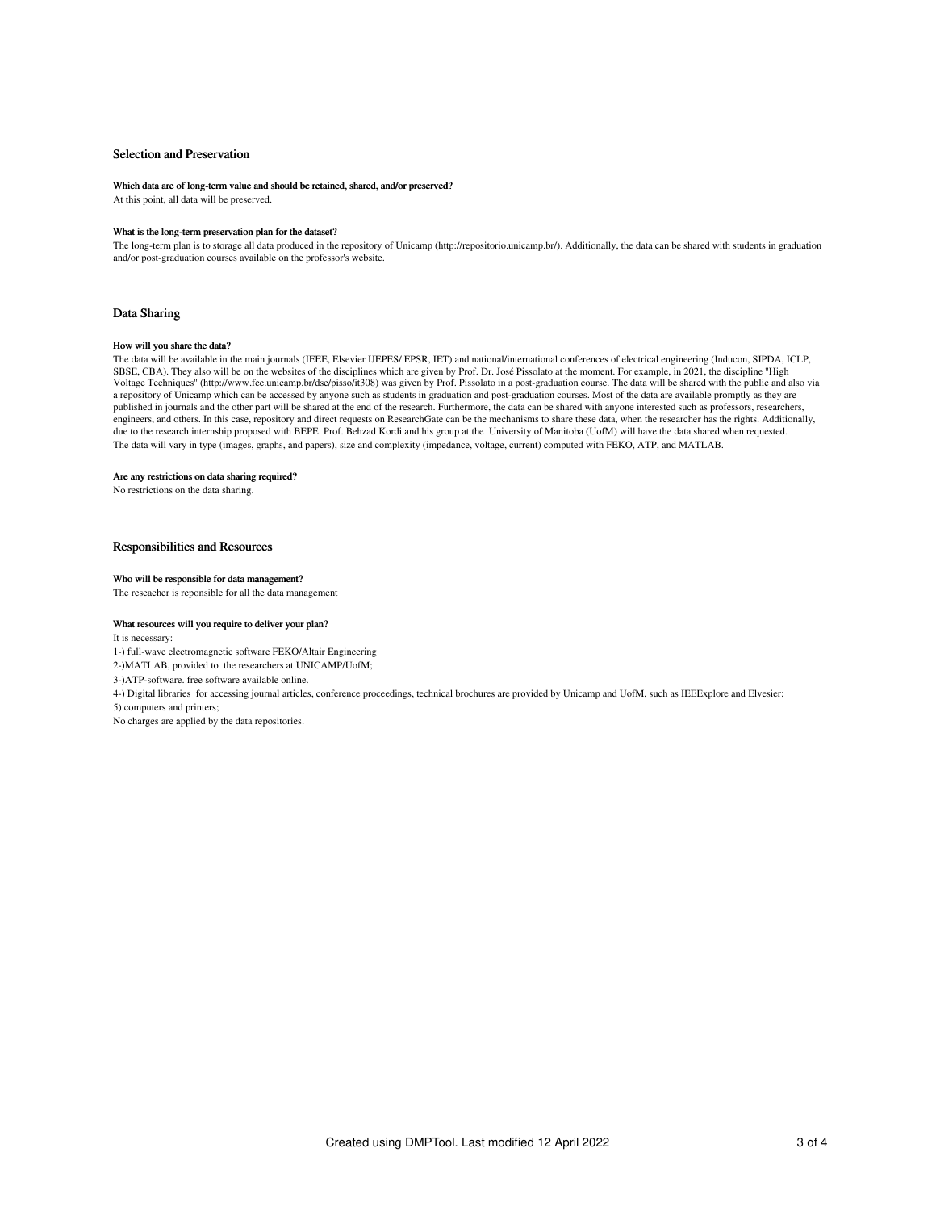## Selection and Preservation

### Which data are of long-term value and should be retained, shared, and/or preserved?

At this point, all data will be preserved.

### What is the long-term preservation plan for the dataset?

The long-term plan is to storage all data produced in the repository of Unicamp (http://repositorio.unicamp.br/). Additionally, the data can be shared with students in graduation and/or post-graduation courses available on the professor's website.

## Data Sharing

### How will you share the data?

The data will be available in the main journals (IEEE, Elsevier IJEPES/ EPSR, IET) and national/international conferences of electrical engineering (Inducon, SIPDA, ICLP, SBSE, CBA). They also will be on the websites of the disciplines which are given by Prof. Dr. José Pissolato at the moment. For example, in 2021, the discipline "High Voltage Techniques" (http://www.fee.unicamp.br/dse/pisso/it308) was given by Prof. Pissolato in a post-graduation course. The data will be shared with the public and also via a repository of Unicamp which can be accessed by anyone such as students in graduation and post-graduation courses. Most of the data are available promptly as they are published in journals and the other part will be shared at the end of the research. Furthermore, the data can be shared with anyone interested such as professors, researchers, engineers, and others. In this case, repository and direct requests on ResearchGate can be the mechanisms to share these data, when the researcher has the rights. Additionally, due to the research internship proposed with BEPE. Prof. Behzad Kordi and his group at the University of Manitoba (UofM) will have the data shared when requested.

The data will vary in type (images, graphs, and papers), size and complexity (impedance, voltage, current) computed with FEKO, ATP, and MATLAB.

### Are any restrictions on data sharing required?

No restrictions on the data sharing.

## Responsibilities and Resources

### Who will be responsible for data management?

The reseacher is reponsible for all the data management

### What resources will you require to deliver your plan?

It is necessary:

1-) full-wave electromagnetic software FEKO/Altair Engineering

2-)MATLAB, provided to the researchers at UNICAMP/UofM;

3-)ATP-software. free software available online.

4-) Digital libraries for accessing journal articles, conference proceedings, technical brochures are provided by Unicamp and UofM, such as IEEExplore and Elvesier;

5) computers and printers;

No charges are applied by the data repositories.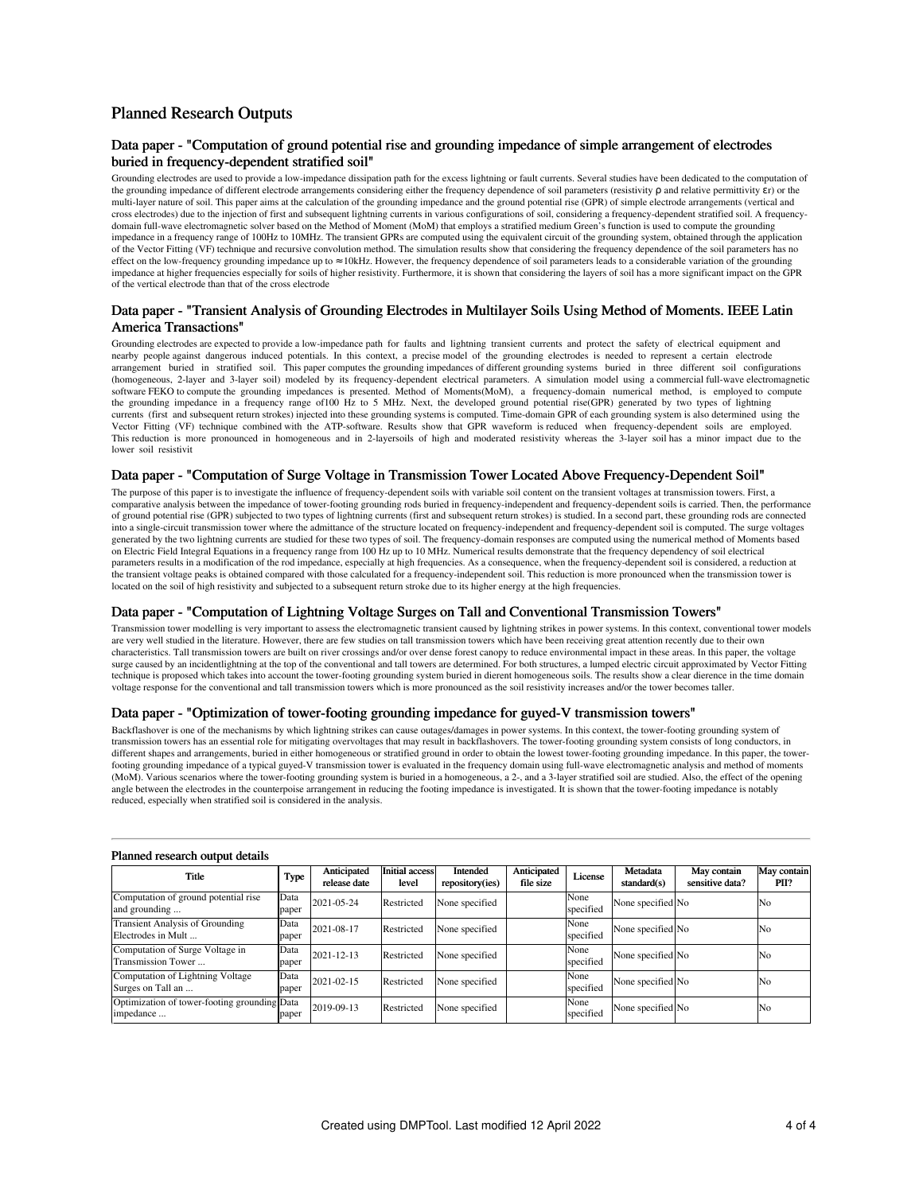## Planned Research Outputs

### Data paper - "Computation of ground potential rise and grounding impedance of simple arrangement of electrodes buried in frequency-dependent stratified soil"

Grounding electrodes are used to provide a low-impedance dissipation path for the excess lightning or fault currents. Several studies have been dedicated to the computation of the grounding impedance of different electrode arrangements considering either the frequency dependence of soil parameters (resistivity ρ and relative permittivity εr) or the multi-layer nature of soil. This paper aims at the calculation of the grounding impedance and the ground potential rise (GPR) of simple electrode arrangements (vertical and cross electrodes) due to the injection of first and subsequent lightning currents in various configurations of soil, considering a frequency-dependent stratified soil. A frequency-domain full-wave electromagnetic solver based on the Method of Moment (MoM) that employs a stratified medium Green's function is used to compute the grounding impedance in a frequency range of 100Hz to 10MHz. The transient GPRs are computed using the equivalent circuit of the grounding system, obtained through the application of the Vector Fitting (VF) technique and recursive convolution method. The simulation results show that considering the frequency dependence of the soil parameters has no effect on the low-frequency grounding impedance up to ≈10kHz. However, the frequency dependence of soil parameters leads to a considerable variation of the grounding impedance at higher frequencies especially for soils of higher resistivity. Furthermore, it is shown that considering the layers of soil has a more significant impact on the GPR of the vertical electrode than that of the cross electrode

### Data paper - "Transient Analysis of Grounding Electrodes in Multilayer Soils Using Method of Moments. IEEE Latin America Transactions"

Grounding electrodes are expected to provide a low-impedance path for faults and lightning transient currents and protect the safety of electrical equipment and nearby people against dangerous induced potentials. In this context, a precise model of the grounding electrodes is needed to represent a certain electrode arrangement buried in stratified soil. This paper computes the grounding impedances of different grounding systems buried in three different soil configurations (homogeneous, 2-layer and 3-layer soil) modeled by its frequency-dependent electrical parameters. A simulation model using a commercial full-wave electromagnetic software FEKO to compute the grounding impedances is presented. Method of Moments(MoM), a frequency-domain numerical method, is employed to compute the grounding impedance in a frequency range of100 Hz to 5 MHz. Next, the developed ground potential rise(GPR) generated by two types of lightning currents (first and subsequent return strokes) injected into these grounding systems is computed. Time-domain GPR of each grounding system is also determined using the Vector Fitting (VF) technique combined with the ATP-software. Results show that GPR waveform is reduced when frequency-dependent soils are employed. This reduction is more pronounced in homogeneous and in 2-layersoils of high and moderated resistivity whereas the 3-layer soil has a minor impact due to the lower soil resistivit

### Data paper - "Computation of Surge Voltage in Transmission Tower Located Above Frequency-Dependent Soil"

The purpose of this paper is to investigate the influence of frequency-dependent soils with variable soil content on the transient voltages at transmission towers. First, a comparative analysis between the impedance of tower-footing grounding rods buried in frequency-independent and frequency-dependent soils is carried. Then, the performance of ground potential rise (GPR) subjected to two types of lightning currents (first and subsequent return strokes) is studied. In a second part, these grounding rods are connected into a single-circuit transmission tower where the admittance of the structure located on frequency-independent and frequency-dependent soil is computed. The surge voltages generated by the two lightning currents are studied for these two types of soil. The frequency-domain responses are computed using the numerical method of Moments based on Electric Field Integral Equations in a frequency range from 100 Hz up to 10 MHz. Numerical results demonstrate that the frequency dependency of soil electrical parameters results in a modification of the rod impedance, especially at high frequencies. As a consequence, when the frequency-dependent soil is considered, a reduction at the transient voltage peaks is obtained compared with those calculated for a frequency-independent soil. This reduction is more pronounced when the transmission tower is located on the soil of high resistivity and subjected to a subsequent return stroke due to its higher energy at the high frequencies.

### Data paper - "Computation of Lightning Voltage Surges on Tall and Conventional Transmission Towers"

Transmission tower modelling is very important to assess the electromagnetic transient caused by lightning strikes in power systems. In this context, conventional tower models are very well studied in the literature. However, there are few studies on tall transmission towers which have been receiving great attention recently due to their own characteristics. Tall transmission towers are built on river crossings and/or over dense forest canopy to reduce environmental impact in these areas. In this paper, the voltage surge caused by an incidentlightning at the top of the conventional and tall towers are determined. For both structures, a lumped electric circuit approximated by Vector Fitting technique is proposed which takes into account the tower-footing grounding system buried in dierent homogeneous soils. The results show a clear dierence in the time domain voltage response for the conventional and tall transmission towers which is more pronounced as the soil resistivity increases and/or the tower becomes taller.

### Data paper - "Optimization of tower-footing grounding impedance for guyed-V transmission towers"

Backflashover is one of the mechanisms by which lightning strikes can cause outages/damages in power systems. In this context, the tower-footing grounding system of transmission towers has an essential role for mitigating overvoltages that may result in backflashovers. The tower-footing grounding system consists of long conductors, in different shapes and arrangements, buried in either homogeneous or stratified ground in order to obtain the lowest tower-footing grounding impedance. In this paper, the tower-footing grounding impedance of a typical guyed-V transmission tower is evaluated in the frequency domain using full-wave electromagnetic analysis and method of moments (MoM). Various scenarios where the tower-footing grounding system is buried in a homogeneous, a 2-, and a 3-layer stratified soil are studied. Also, the effect of the opening angle between the electrodes in the counterpoise arrangement in reducing the footing impedance is investigated. It is shown that the tower-footing impedance is notably reduced, especially when stratified soil is considered in the analysis.

#### Planned research output details

| Title | Type | Anticipated release date | Initial access level | Intended repository(ies) | Anticipated file size | License | Metadata standard(s) | May contain sensitive data? | May contain PII? |
|---|---|---|---|---|---|---|---|---|---|
| Computation of ground potential rise and grounding ... | Data paper | 2021-05-24 | Restricted | None specified | | None specified | None specified | No | No |
| Transient Analysis of Grounding Electrodes in Mult ... | Data paper | 2021-08-17 | Restricted | None specified | | None specified | None specified | No | No |
| Computation of Surge Voltage in Transmission Tower ... | Data paper | 2021-12-13 | Restricted | None specified | | None specified | None specified | No | No |
| Computation of Lightning Voltage Surges on Tall an ... | Data paper | 2021-02-15 | Restricted | None specified | | None specified | None specified | No | No |
| Optimization of tower-footing grounding impedance ... | Data paper | 2019-09-13 | Restricted | None specified | | None specified | None specified | No | No |